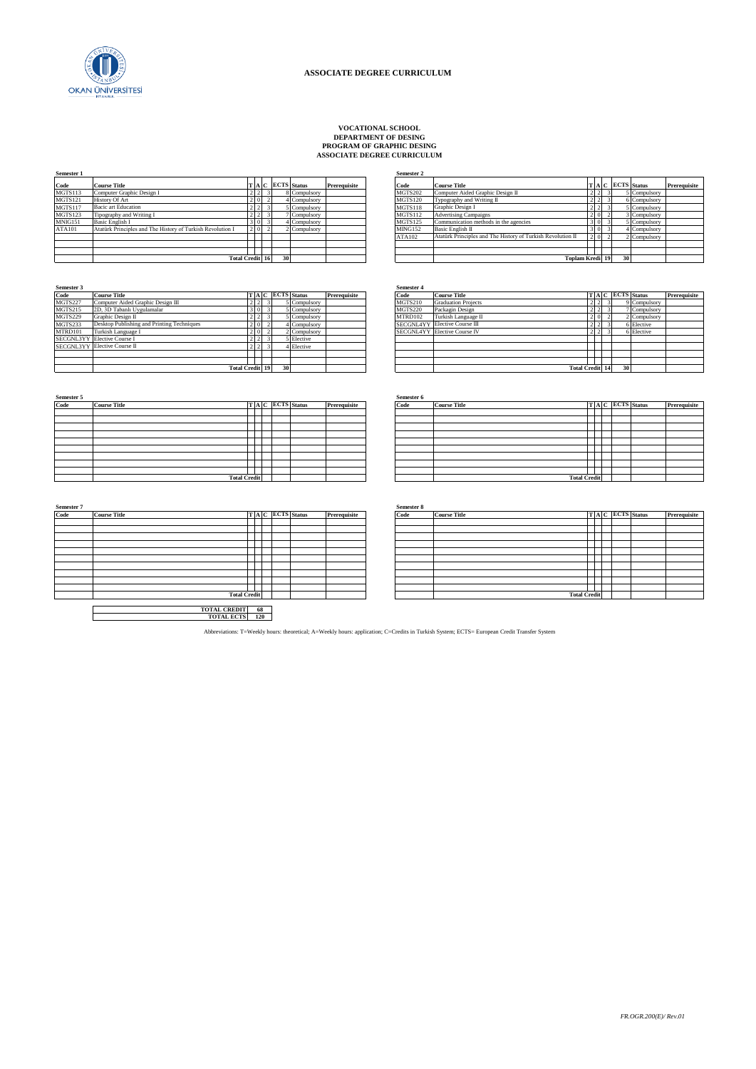# ASSOCIATE DEGREE CURRICULUM

**VOCATIONAL SCHOOL**
**DEPARTMENT OF DESING**
**PROGRAM OF GRAPHIC DESING**
**ASSOCIATE DEGREE CURRICULUM**

**Semester 1**

| Code | Course Title | T | A | C | ECTS | Status | Prerequisite |
|---|---|---|---|---|---|---|---|
| MGTS113 | Computer Graphic Design I | 2 | 2 | 3 | 8 | Compulsory | |
| MGTS121 | History Of Art | 2 | 0 | 2 | 4 | Compulsory | |
| MGTS117 | Bacic art Education | 2 | 2 | 3 | 5 | Compulsory | |
| MGTS123 | Tipography and Writing I | 2 | 2 | 3 | 7 | Compulsory | |
| MNIG151 | Basic English I | 3 | 0 | 3 | 4 | Compulsory | |
| ATA101 | Atatürk Principles and The History of Turkish Revolution I | 2 | 0 | 2 | 2 | Compulsory | |
| | **Total Credit** | | | **16** | **30** | | |

**Semester 2**

| Code | Course Title | T | A | C | ECTS | Status | Prerequisite |
|---|---|---|---|---|---|---|---|
| MGTS202 | Computer Aided Graphic Design II | 2 | 2 | 3 | 5 | Compulsory | |
| MGTS120 | Typography and Writing II | 2 | 2 | 3 | 6 | Compulsory | |
| MGTS118 | Graphic Design I | 2 | 2 | 3 | 5 | Compulsory | |
| MGTS112 | Advertising Campaigns | 2 | 0 | 2 | 3 | Compulsory | |
| MGTS125 | Communication methods in the agencies | 3 | 0 | 3 | 5 | Compulsory | |
| MING152 | Basic English II | 3 | 0 | 3 | 4 | Compulsory | |
| ATA102 | Atatürk Principles and The History of Turkish Revolution II | 2 | 0 | 2 | 2 | Compulsory | |
| | **Toplam Kredi** | | | **19** | **30** | | |

**Semester 3**

| Code | Course Title | T | A | C | ECTS | Status | Prerequisite |
|---|---|---|---|---|---|---|---|
| MGTS227 | Computer Aided Graphic Design III | 2 | 2 | 3 | 5 | Compulsory | |
| MGTS215 | 2D, 3D Tabanlı Uygulamalar | 3 | 0 | 3 | 5 | Compulsory | |
| MGTS229 | Graphic Design II | 2 | 2 | 3 | 5 | Compulsory | |
| MGTS233 | Desktop Publishing and Printing Techniques | 2 | 0 | 2 | 4 | Compulsory | |
| MTRD101 | Turkish Language I | 2 | 0 | 2 | 2 | Compulsory | |
| SECGNL3YY | Elective Course I | 2 | 2 | 3 | 5 | Elective | |
| SECGNL3YY | Elective Course II | 2 | 2 | 3 | 4 | Elective | |
| | **Total Credit** | | | **19** | **30** | | |

**Semester 4**

| Code | Course Title | T | A | C | ECTS | Status | Prerequisite |
|---|---|---|---|---|---|---|---|
| MGTS210 | Graduation Projects | 2 | 2 | 3 | 9 | Compulsory | |
| MGTS220 | Packagin Design | 2 | 2 | 3 | 7 | Compulsory | |
| MTRD102 | Turkish Language II | 2 | 0 | 2 | 2 | Compulsory | |
| SECGNL4YY | Elective Course III | 2 | 2 | 3 | 6 | Elective | |
| SECGNL4YY | Elective Course IV | 2 | 2 | 3 | 6 | Elective | |
| | **Total Credit** | | | **14** | **30** | | |

**Semester 5**

| Code | Course Title | T | A | C | ECTS | Status | Prerequisite |
|---|---|---|---|---|---|---|---|
| | **Total Credit** | | | | | | |

**Semester 6**

| Code | Course Title | T | A | C | ECTS | Status | Prerequisite |
|---|---|---|---|---|---|---|---|
| | **Total Credit** | | | | | | |

**Semester 7**

| Code | Course Title | T | A | C | ECTS | Status | Prerequisite |
|---|---|---|---|---|---|---|---|
| | **Total Credit** | | | | | | |

**Semester 8**

| Code | Course Title | T | A | C | ECTS | Status | Prerequisite |
|---|---|---|---|---|---|---|---|
| | **Total Credit** | | | | | | |

| | |
|---|---|
| **TOTAL CREDIT** | **68** |
| **TOTAL ECTS** | **120** |

Abbreviations: T=Weekly hours: theoretical; A=Weekly hours: application; C=Credits in Turkish System; ECTS= European Credit Transfer System

*FR.OGR.200(E)/ Rev.01*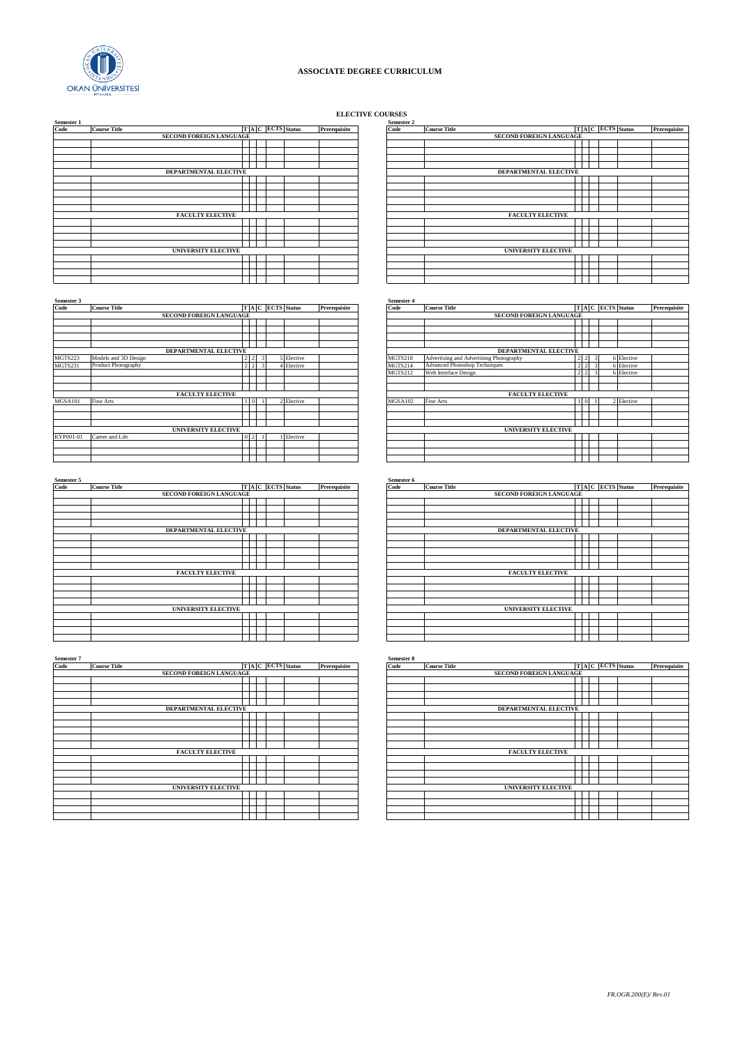# ASSOCIATE DEGREE CURRICULUM

## ELECTIVE COURSES

**Semester 1**

| Code | Course Title | T | A | C | ECTS | Status | Prerequisite |
|---|---|---|---|---|---|---|---|
| | **SECOND FOREIGN LANGUAGE** | | | | | | |
| | **DEPARTMENTAL ELECTIVE** | | | | | | |
| | **FACULTY ELECTIVE** | | | | | | |
| | **UNIVERSITY ELECTIVE** | | | | | | |

**Semester 2**

| Code | Course Title | T | A | C | ECTS | Status | Prerequisite |
|---|---|---|---|---|---|---|---|
| | **SECOND FOREIGN LANGUAGE** | | | | | | |
| | **DEPARTMENTAL ELECTIVE** | | | | | | |
| | **FACULTY ELECTIVE** | | | | | | |
| | **UNIVERSITY ELECTIVE** | | | | | | |

**Semester 3**

| Code | Course Title | T | A | C | ECTS | Status | Prerequisite |
|---|---|---|---|---|---|---|---|
| | **SECOND FOREIGN LANGUAGE** | | | | | | |
| | **DEPARTMENTAL ELECTIVE** | | | | | | |
| MGTS223 | Models and 3D Design | 2 | 2 | 3 | 5 | Elective | |
| MGTS231 | Product Photography | 2 | 2 | 3 | 4 | Elective | |
| | **FACULTY ELECTIVE** | | | | | | |
| MGSA101 | Fine Arts | 1 | 0 | 1 | 2 | Elective | |
| | **UNIVERSITY ELECTIVE** | | | | | | |
| KYP001-01 | Career and Life | 0 | 2 | 1 | 1 | Elective | |

**Semester 4**

| Code | Course Title | T | A | C | ECTS | Status | Prerequisite |
|---|---|---|---|---|---|---|---|
| | **SECOND FOREIGN LANGUAGE** | | | | | | |
| | **DEPARTMENTAL ELECTIVE** | | | | | | |
| MGTS218 | Advertising and Advertising Photography | 2 | 2 | 3 | 6 | Elective | |
| MGTS214 | Advanced Photoshop Techniques | 2 | 2 | 3 | 6 | Elective | |
| MGTS212 | Web Interface Design | 2 | 2 | 3 | 6 | Elective | |
| | **FACULTY ELECTIVE** | | | | | | |
| MGSA102 | Fine Arts | 1 | 0 | 1 | 2 | Elective | |
| | **UNIVERSITY ELECTIVE** | | | | | | |

**Semester 5**

| Code | Course Title | T | A | C | ECTS | Status | Prerequisite |
|---|---|---|---|---|---|---|---|
| | **SECOND FOREIGN LANGUAGE** | | | | | | |
| | **DEPARTMENTAL ELECTIVE** | | | | | | |
| | **FACULTY ELECTIVE** | | | | | | |
| | **UNIVERSITY ELECTIVE** | | | | | | |

**Semester 6**

| Code | Course Title | T | A | C | ECTS | Status | Prerequisite |
|---|---|---|---|---|---|---|---|
| | **SECOND FOREIGN LANGUAGE** | | | | | | |
| | **DEPARTMENTAL ELECTIVE** | | | | | | |
| | **FACULTY ELECTIVE** | | | | | | |
| | **UNIVERSITY ELECTIVE** | | | | | | |

**Semester 7**

| Code | Course Title | T | A | C | ECTS | Status | Prerequisite |
|---|---|---|---|---|---|---|---|
| | **SECOND FOREIGN LANGUAGE** | | | | | | |
| | **DEPARTMENTAL ELECTIVE** | | | | | | |
| | **FACULTY ELECTIVE** | | | | | | |
| | **UNIVERSITY ELECTIVE** | | | | | | |

**Semester 8**

| Code | Course Title | T | A | C | ECTS | Status | Prerequisite |
|---|---|---|---|---|---|---|---|
| | **SECOND FOREIGN LANGUAGE** | | | | | | |
| | **DEPARTMENTAL ELECTIVE** | | | | | | |
| | **FACULTY ELECTIVE** | | | | | | |
| | **UNIVERSITY ELECTIVE** | | | | | | |

*FR.OGR.200(E)/ Rev.01*